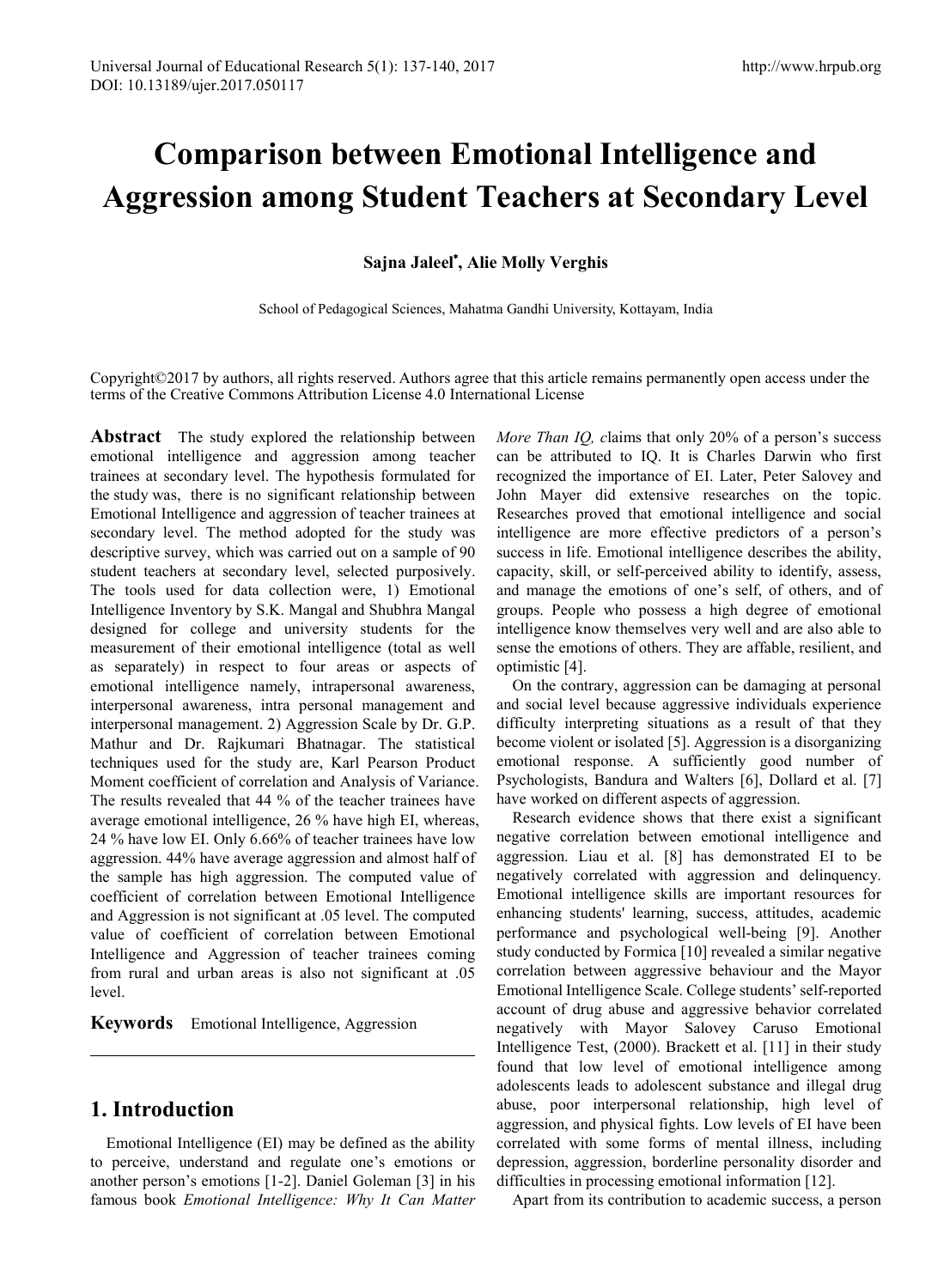# Comparison between Emotional Intelligence and Aggression among Student Teachers at Secondary Level

**Sajna Jaleel*, Alie Molly Verghis**

School of Pedagogical Sciences, Mahatma Gandhi University, Kottayam, India

Copyright©2017 by authors, all rights reserved. Authors agree that this article remains permanently open access under the terms of the Creative Commons Attribution License 4.0 International License

**Abstract** The study explored the relationship between emotional intelligence and aggression among teacher trainees at secondary level. The hypothesis formulated for the study was, there is no significant relationship between Emotional Intelligence and aggression of teacher trainees at secondary level. The method adopted for the study was descriptive survey, which was carried out on a sample of 90 student teachers at secondary level, selected purposively. The tools used for data collection were, 1) Emotional Intelligence Inventory by S.K. Mangal and Shubhra Mangal designed for college and university students for the measurement of their emotional intelligence (total as well as separately) in respect to four areas or aspects of emotional intelligence namely, intrapersonal awareness, interpersonal awareness, intra personal management and interpersonal management. 2) Aggression Scale by Dr. G.P. Mathur and Dr. Rajkumari Bhatnagar. The statistical techniques used for the study are, Karl Pearson Product Moment coefficient of correlation and Analysis of Variance. The results revealed that 44 % of the teacher trainees have average emotional intelligence, 26 % have high EI, whereas, 24 % have low EI. Only 6.66% of teacher trainees have low aggression. 44% have average aggression and almost half of the sample has high aggression. The computed value of coefficient of correlation between Emotional Intelligence and Aggression is not significant at .05 level. The computed value of coefficient of correlation between Emotional Intelligence and Aggression of teacher trainees coming from rural and urban areas is also not significant at .05 level.

**Keywords** Emotional Intelligence, Aggression

## 1. Introduction

Emotional Intelligence (EI) may be defined as the ability to perceive, understand and regulate one's emotions or another person's emotions [1-2]. Daniel Goleman [3] in his famous book *Emotional Intelligence: Why It Can Matter More Than IQ, c*laims that only 20% of a person's success can be attributed to IQ. It is Charles Darwin who first recognized the importance of EI. Later, Peter Salovey and John Mayer did extensive researches on the topic. Researches proved that emotional intelligence and social intelligence are more effective predictors of a person's success in life. Emotional intelligence describes the ability, capacity, skill, or self-perceived ability to identify, assess, and manage the emotions of one's self, of others, and of groups. People who possess a high degree of emotional intelligence know themselves very well and are also able to sense the emotions of others. They are affable, resilient, and optimistic [4].

On the contrary, aggression can be damaging at personal and social level because aggressive individuals experience difficulty interpreting situations as a result of that they become violent or isolated [5]. Aggression is a disorganizing emotional response. A sufficiently good number of Psychologists, Bandura and Walters [6], Dollard et al. [7] have worked on different aspects of aggression.

Research evidence shows that there exist a significant negative correlation between emotional intelligence and aggression. Liau et al. [8] has demonstrated EI to be negatively correlated with aggression and delinquency. Emotional intelligence skills are important resources for enhancing students' learning, success, attitudes, academic performance and psychological well-being [9]. Another study conducted by Formica [10] revealed a similar negative correlation between aggressive behaviour and the Mayor Emotional Intelligence Scale. College students' self-reported account of drug abuse and aggressive behavior correlated negatively with Mayor Salovey Caruso Emotional Intelligence Test, (2000). Brackett et al. [11] in their study found that low level of emotional intelligence among adolescents leads to adolescent substance and illegal drug abuse, poor interpersonal relationship, high level of aggression, and physical fights. Low levels of EI have been correlated with some forms of mental illness, including depression, aggression, borderline personality disorder and difficulties in processing emotional information [12].

Apart from its contribution to academic success, a person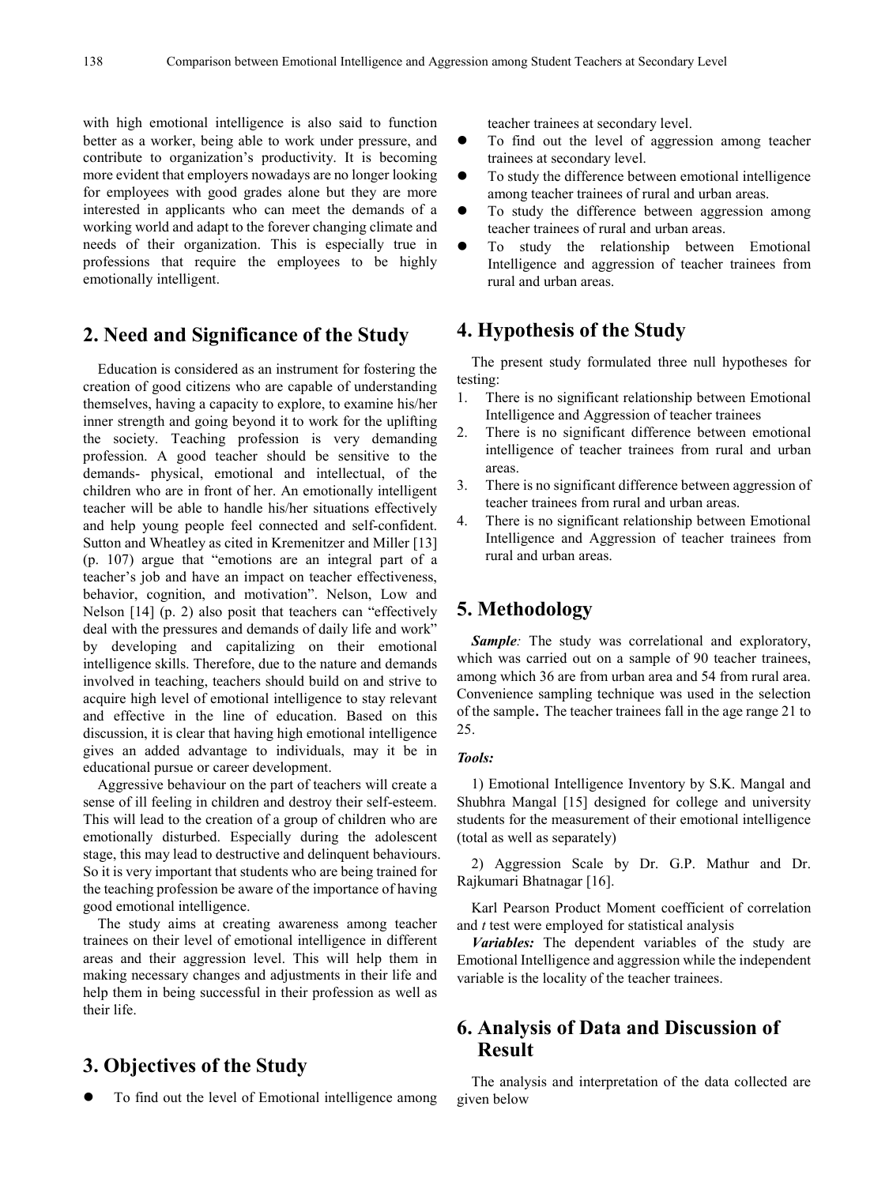with high emotional intelligence is also said to function better as a worker, being able to work under pressure, and contribute to organization's productivity. It is becoming more evident that employers nowadays are no longer looking for employees with good grades alone but they are more interested in applicants who can meet the demands of a working world and adapt to the forever changing climate and needs of their organization. This is especially true in professions that require the employees to be highly emotionally intelligent.

## 2. Need and Significance of the Study

Education is considered as an instrument for fostering the creation of good citizens who are capable of understanding themselves, having a capacity to explore, to examine his/her inner strength and going beyond it to work for the uplifting the society. Teaching profession is very demanding profession. A good teacher should be sensitive to the demands- physical, emotional and intellectual, of the children who are in front of her. An emotionally intelligent teacher will be able to handle his/her situations effectively and help young people feel connected and self-confident. Sutton and Wheatley as cited in Kremenitzer and Miller [13] (p. 107) argue that "emotions are an integral part of a teacher's job and have an impact on teacher effectiveness, behavior, cognition, and motivation". Nelson, Low and Nelson [14] (p. 2) also posit that teachers can "effectively deal with the pressures and demands of daily life and work" by developing and capitalizing on their emotional intelligence skills. Therefore, due to the nature and demands involved in teaching, teachers should build on and strive to acquire high level of emotional intelligence to stay relevant and effective in the line of education. Based on this discussion, it is clear that having high emotional intelligence gives an added advantage to individuals, may it be in educational pursue or career development.

Aggressive behaviour on the part of teachers will create a sense of ill feeling in children and destroy their self-esteem. This will lead to the creation of a group of children who are emotionally disturbed. Especially during the adolescent stage, this may lead to destructive and delinquent behaviours. So it is very important that students who are being trained for the teaching profession be aware of the importance of having good emotional intelligence.

The study aims at creating awareness among teacher trainees on their level of emotional intelligence in different areas and their aggression level. This will help them in making necessary changes and adjustments in their life and help them in being successful in their profession as well as their life.

## 3. Objectives of the Study

- To find out the level of Emotional intelligence among teacher trainees at secondary level.
- To find out the level of aggression among teacher trainees at secondary level.
- To study the difference between emotional intelligence among teacher trainees of rural and urban areas.
- To study the difference between aggression among teacher trainees of rural and urban areas.
- To study the relationship between Emotional Intelligence and aggression of teacher trainees from rural and urban areas.

## 4. Hypothesis of the Study

The present study formulated three null hypotheses for testing:

1. There is no significant relationship between Emotional Intelligence and Aggression of teacher trainees
2. There is no significant difference between emotional intelligence of teacher trainees from rural and urban areas.
3. There is no significant difference between aggression of teacher trainees from rural and urban areas.
4. There is no significant relationship between Emotional Intelligence and Aggression of teacher trainees from rural and urban areas.

## 5. Methodology

***Sample:*** The study was correlational and exploratory, which was carried out on a sample of 90 teacher trainees, among which 36 are from urban area and 54 from rural area. Convenience sampling technique was used in the selection of the sample. The teacher trainees fall in the age range 21 to 25.

***Tools:***

1) Emotional Intelligence Inventory by S.K. Mangal and Shubhra Mangal [15] designed for college and university students for the measurement of their emotional intelligence (total as well as separately)

2) Aggression Scale by Dr. G.P. Mathur and Dr. Rajkumari Bhatnagar [16].

Karl Pearson Product Moment coefficient of correlation and *t* test were employed for statistical analysis

***Variables:*** The dependent variables of the study are Emotional Intelligence and aggression while the independent variable is the locality of the teacher trainees.

## 6. Analysis of Data and Discussion of Result

The analysis and interpretation of the data collected are given below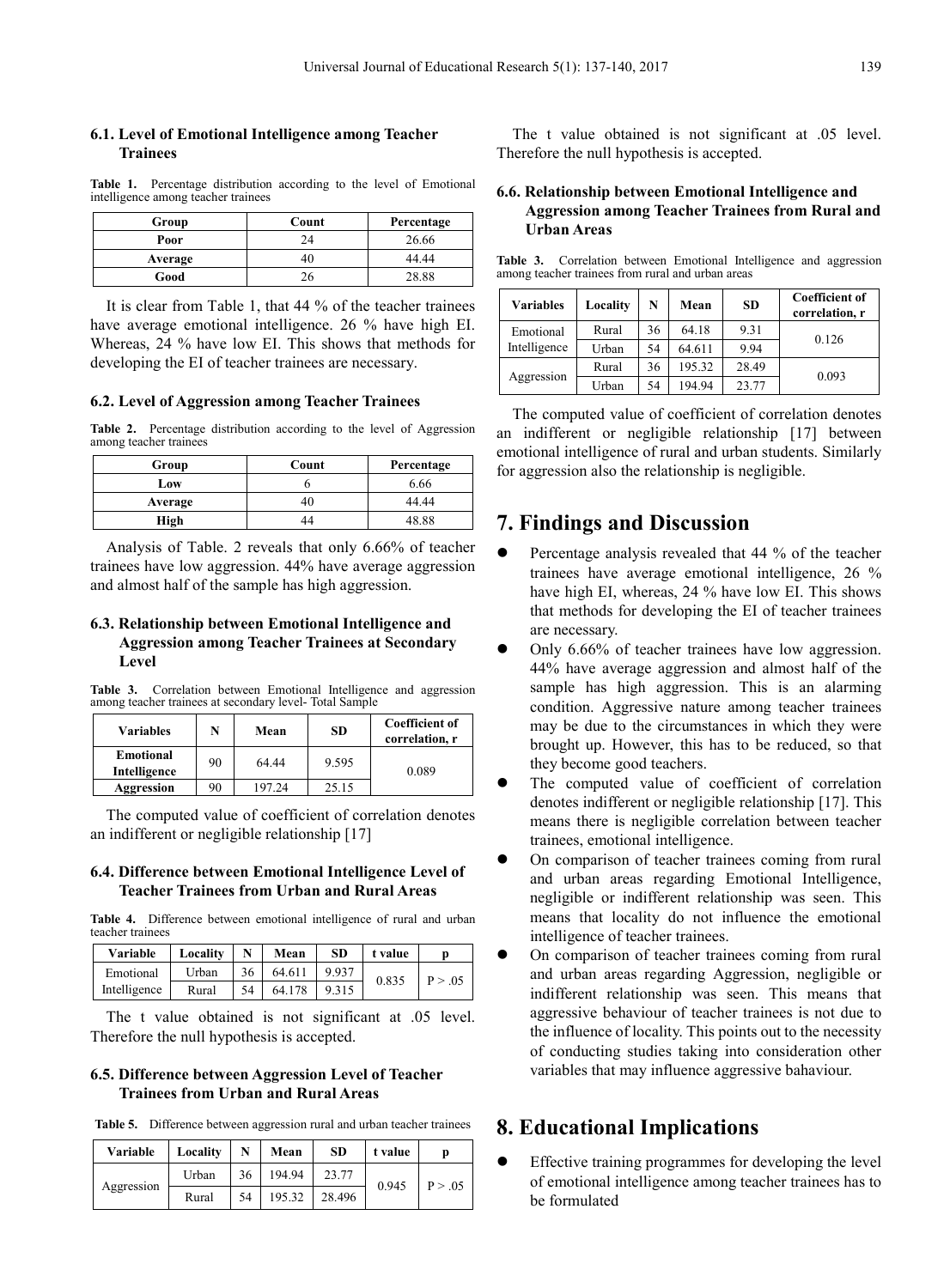### 6.1. Level of Emotional Intelligence among Teacher Trainees

**Table 1.** Percentage distribution according to the level of Emotional intelligence among teacher trainees

| Group | Count | Percentage |
|---|---|---|
| **Poor** | 24 | 26.66 |
| **Average** | 40 | 44.44 |
| **Good** | 26 | 28.88 |

It is clear from Table 1, that 44 % of the teacher trainees have average emotional intelligence. 26 % have high EI. Whereas, 24 % have low EI. This shows that methods for developing the EI of teacher trainees are necessary.

### 6.2. Level of Aggression among Teacher Trainees

**Table 2.** Percentage distribution according to the level of Aggression among teacher trainees

| Group | Count | Percentage |
|---|---|---|
| **Low** | 6 | 6.66 |
| **Average** | 40 | 44.44 |
| **High** | 44 | 48.88 |

Analysis of Table. 2 reveals that only 6.66% of teacher trainees have low aggression. 44% have average aggression and almost half of the sample has high aggression.

### 6.3. Relationship between Emotional Intelligence and Aggression among Teacher Trainees at Secondary Level

**Table 3.** Correlation between Emotional Intelligence and aggression among teacher trainees at secondary level- Total Sample

| Variables | N | Mean | SD | Coefficient of correlation, r |
|---|---|---|---|---|
| **Emotional Intelligence** | 90 | 64.44 | 9.595 | 0.089 |
| **Aggression** | 90 | 197.24 | 25.15 | |

The computed value of coefficient of correlation denotes an indifferent or negligible relationship [17]

### 6.4. Difference between Emotional Intelligence Level of Teacher Trainees from Urban and Rural Areas

**Table 4.** Difference between emotional intelligence of rural and urban teacher trainees

| Variable | Locality | N | Mean | SD | t value | p |
|---|---|---|---|---|---|---|
| Emotional Intelligence | Urban | 36 | 64.611 | 9.937 | 0.835 | P > .05 |
| | Rural | 54 | 64.178 | 9.315 | | |

The t value obtained is not significant at .05 level. Therefore the null hypothesis is accepted.

### 6.5. Difference between Aggression Level of Teacher Trainees from Urban and Rural Areas

**Table 5.** Difference between aggression rural and urban teacher trainees

| Variable | Locality | N | Mean | SD | t value | p |
|---|---|---|---|---|---|---|
| Aggression | Urban | 36 | 194.94 | 23.77 | 0.945 | P > .05 |
| | Rural | 54 | 195.32 | 28.496 | | |

The t value obtained is not significant at .05 level. Therefore the null hypothesis is accepted.

### 6.6. Relationship between Emotional Intelligence and Aggression among Teacher Trainees from Rural and Urban Areas

**Table 3.** Correlation between Emotional Intelligence and aggression among teacher trainees from rural and urban areas

| Variables | Locality | N | Mean | SD | Coefficient of correlation, r |
|---|---|---|---|---|---|
| Emotional Intelligence | Rural | 36 | 64.18 | 9.31 | 0.126 |
| | Urban | 54 | 64.611 | 9.94 | |
| Aggression | Rural | 36 | 195.32 | 28.49 | 0.093 |
| | Urban | 54 | 194.94 | 23.77 | |

The computed value of coefficient of correlation denotes an indifferent or negligible relationship [17] between emotional intelligence of rural and urban students. Similarly for aggression also the relationship is negligible.

## 7. Findings and Discussion

- Percentage analysis revealed that 44 % of the teacher trainees have average emotional intelligence, 26 % have high EI, whereas, 24 % have low EI. This shows that methods for developing the EI of teacher trainees are necessary.
- Only 6.66% of teacher trainees have low aggression. 44% have average aggression and almost half of the sample has high aggression. This is an alarming condition. Aggressive nature among teacher trainees may be due to the circumstances in which they were brought up. However, this has to be reduced, so that they become good teachers.
- The computed value of coefficient of correlation denotes indifferent or negligible relationship [17]. This means there is negligible correlation between teacher trainees, emotional intelligence.
- On comparison of teacher trainees coming from rural and urban areas regarding Emotional Intelligence, negligible or indifferent relationship was seen. This means that locality do not influence the emotional intelligence of teacher trainees.
- On comparison of teacher trainees coming from rural and urban areas regarding Aggression, negligible or indifferent relationship was seen. This means that aggressive behaviour of teacher trainees is not due to the influence of locality. This points out to the necessity of conducting studies taking into consideration other variables that may influence aggressive bahaviour.

## 8. Educational Implications

- Effective training programmes for developing the level of emotional intelligence among teacher trainees has to be formulated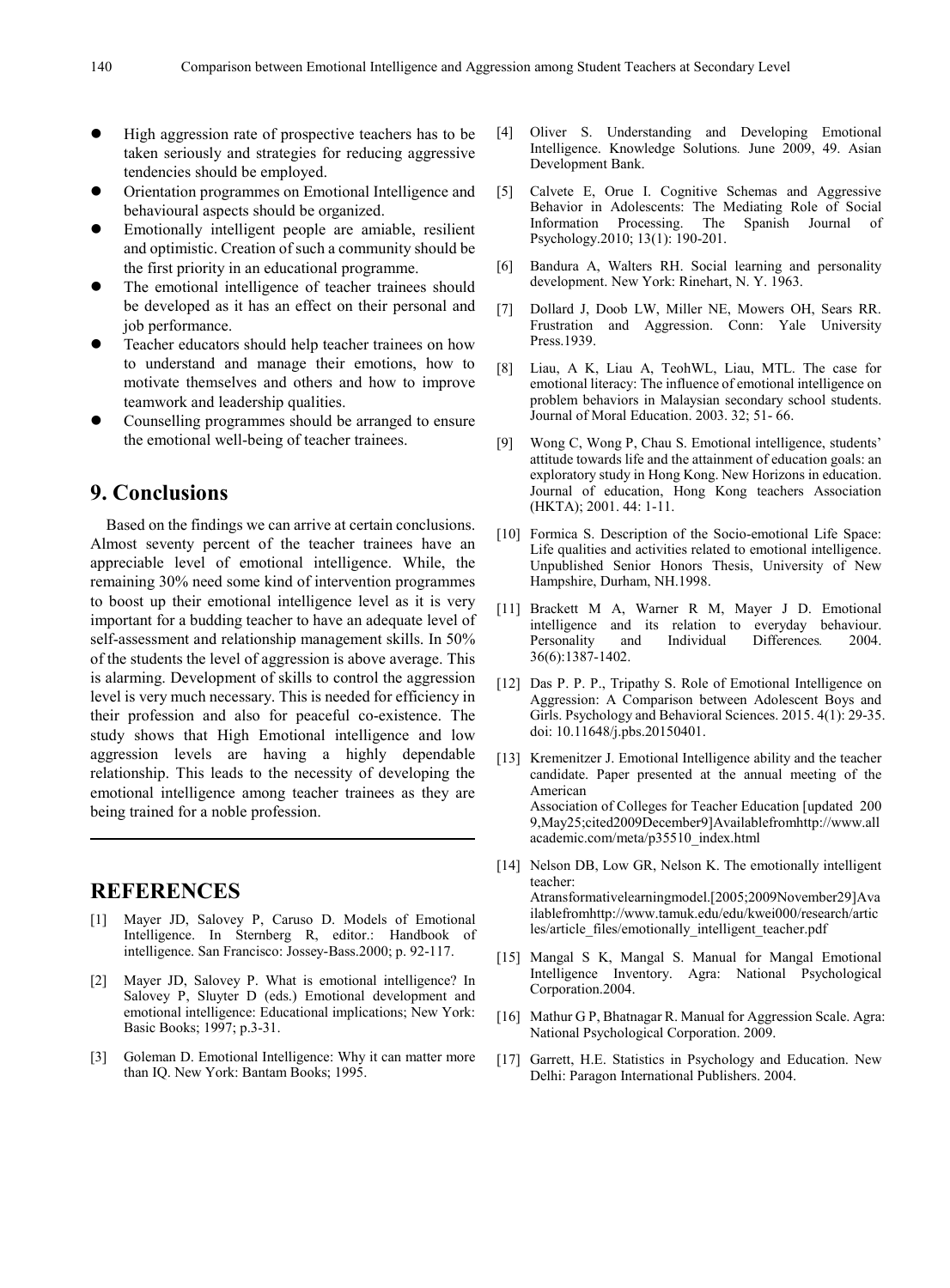- High aggression rate of prospective teachers has to be taken seriously and strategies for reducing aggressive tendencies should be employed.
- Orientation programmes on Emotional Intelligence and behavioural aspects should be organized.
- Emotionally intelligent people are amiable, resilient and optimistic. Creation of such a community should be the first priority in an educational programme.
- The emotional intelligence of teacher trainees should be developed as it has an effect on their personal and job performance.
- Teacher educators should help teacher trainees on how to understand and manage their emotions, how to motivate themselves and others and how to improve teamwork and leadership qualities.
- Counselling programmes should be arranged to ensure the emotional well-being of teacher trainees.

## 9. Conclusions

Based on the findings we can arrive at certain conclusions. Almost seventy percent of the teacher trainees have an appreciable level of emotional intelligence. While, the remaining 30% need some kind of intervention programmes to boost up their emotional intelligence level as it is very important for a budding teacher to have an adequate level of self-assessment and relationship management skills. In 50% of the students the level of aggression is above average. This is alarming. Development of skills to control the aggression level is very much necessary. This is needed for efficiency in their profession and also for peaceful co-existence. The study shows that High Emotional intelligence and low aggression levels are having a highly dependable relationship. This leads to the necessity of developing the emotional intelligence among teacher trainees as they are being trained for a noble profession.

## REFERENCES

[1] Mayer JD, Salovey P, Caruso D. Models of Emotional Intelligence. In Sternberg R, editor.: Handbook of intelligence. San Francisco: Jossey-Bass.2000; p. 92-117.

[2] Mayer JD, Salovey P. What is emotional intelligence? In Salovey P, Sluyter D (eds.) Emotional development and emotional intelligence: Educational implications; New York: Basic Books; 1997; p.3-31.

[3] Goleman D. Emotional Intelligence: Why it can matter more than IQ. New York: Bantam Books; 1995.

[4] Oliver S. Understanding and Developing Emotional Intelligence. Knowledge Solutions. June 2009, 49. Asian Development Bank.

[5] Calvete E, Orue I. Cognitive Schemas and Aggressive Behavior in Adolescents: The Mediating Role of Social Information Processing. The Spanish Journal of Psychology.2010; 13(1): 190-201.

[6] Bandura A, Walters RH. Social learning and personality development. New York: Rinehart, N. Y. 1963.

[7] Dollard J, Doob LW, Miller NE, Mowers OH, Sears RR. Frustration and Aggression. Conn: Yale University Press.1939.

[8] Liau, A K, Liau A, TeohWL, Liau, MTL. The case for emotional literacy: The influence of emotional intelligence on problem behaviors in Malaysian secondary school students. Journal of Moral Education. 2003. 32; 51- 66.

[9] Wong C, Wong P, Chau S. Emotional intelligence, students' attitude towards life and the attainment of education goals: an exploratory study in Hong Kong. New Horizons in education. Journal of education, Hong Kong teachers Association (HKTA); 2001. 44: 1-11.

[10] Formica S. Description of the Socio-emotional Life Space: Life qualities and activities related to emotional intelligence. Unpublished Senior Honors Thesis, University of New Hampshire, Durham, NH.1998.

[11] Brackett M A, Warner R M, Mayer J D. Emotional intelligence and its relation to everyday behaviour. Personality and Individual Differences. 2004. 36(6):1387-1402.

[12] Das P. P. P., Tripathy S. Role of Emotional Intelligence on Aggression: A Comparison between Adolescent Boys and Girls. Psychology and Behavioral Sciences. 2015. 4(1): 29-35. doi: 10.11648/j.pbs.20150401.

[13] Kremenitzer J. Emotional Intelligence ability and the teacher candidate. Paper presented at the annual meeting of the American
Association of Colleges for Teacher Education [updated 200 9,May25;cited2009December9]Availablefromhttp://www.all academic.com/meta/p35510_index.html

[14] Nelson DB, Low GR, Nelson K. The emotionally intelligent teacher:
Atransformativelearningmodel.[2005;2009November29]Ava ilablefromhttp://www.tamuk.edu/edu/kwei000/research/artic les/article_files/emotionally_intelligent_teacher.pdf

[15] Mangal S K, Mangal S. Manual for Mangal Emotional Intelligence Inventory. Agra: National Psychological Corporation.2004.

[16] Mathur G P, Bhatnagar R. Manual for Aggression Scale. Agra: National Psychological Corporation. 2009.

[17] Garrett, H.E. Statistics in Psychology and Education. New Delhi: Paragon International Publishers. 2004.